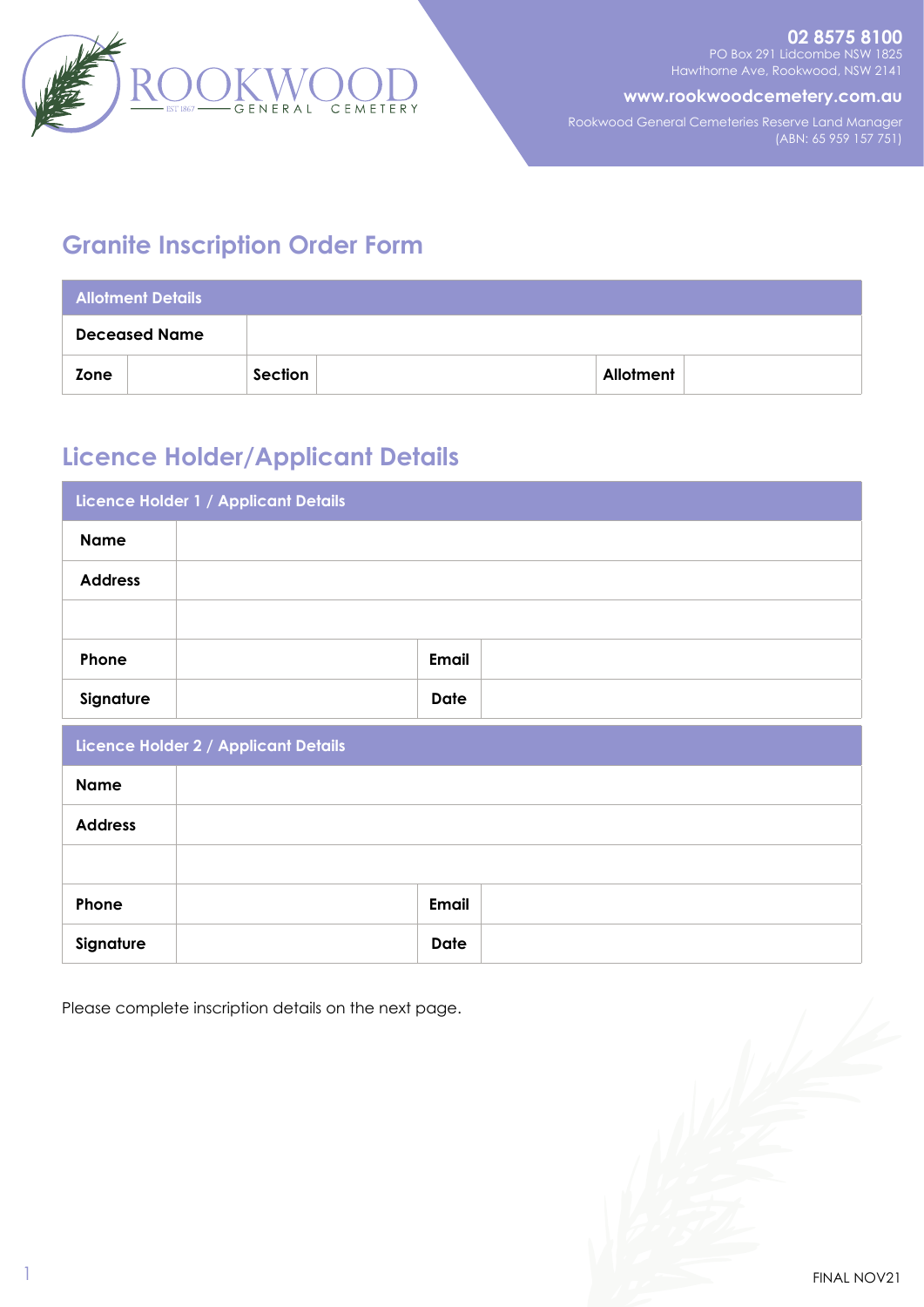ROOKWOOD GENERAL CEMETERY
EST 1867

**02 8575 8100**
PO Box 291 Lidcombe NSW 1825
Hawthorne Ave, Rookwood, NSW 2141

**www.rookwoodcemetery.com.au**

Rookwood General Cemeteries Reserve Land Manager
(ABN: 65 959 157 751)

# Granite Inscription Order Form

| Allotment Details | | | | | |
|---|---|---|---|---|---|
| **Deceased Name** | | | | | |
| **Zone** | | **Section** | | **Allotment** | |

# Licence Holder/Applicant Details

| Licence Holder 1 / Applicant Details | | | |
|---|---|---|---|
| **Name** | | | |
| **Address** | | | |
| | | | |
| **Phone** | | **Email** | |
| **Signature** | | **Date** | |

| Licence Holder 2 / Applicant Details | | | |
|---|---|---|---|
| **Name** | | | |
| **Address** | | | |
| | | | |
| **Phone** | | **Email** | |
| **Signature** | | **Date** | |

Please complete inscription details on the next page.

FINAL NOV21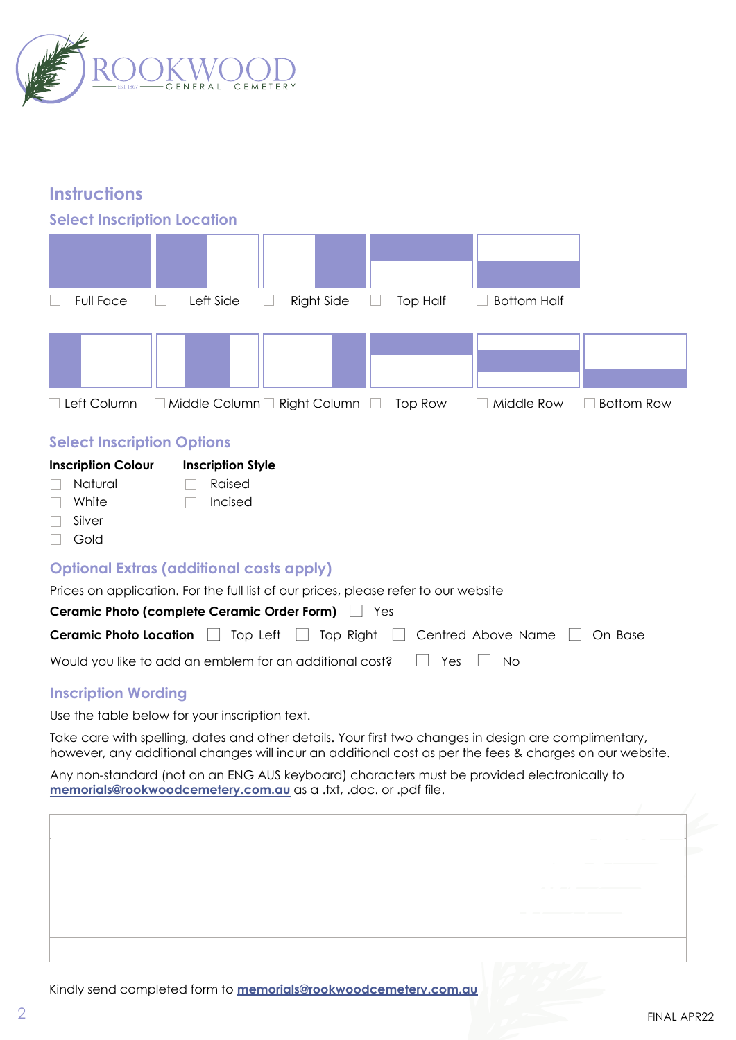## Instructions

### Select Inscription Location

- ☐ Full Face
- ☐ Left Side
- ☐ Right Side
- ☐ Top Half
- ☐ Bottom Half

- ☐ Left Column
- ☐ Middle Column
- ☐ Right Column
- ☐ Top Row
- ☐ Middle Row
- ☐ Bottom Row

### Select Inscription Options

**Inscription Colour**

- ☐ Natural
- ☐ White
- ☐ Silver
- ☐ Gold

**Inscription Style**

- ☐ Raised
- ☐ Incised

### Optional Extras (additional costs apply)

Prices on application. For the full list of our prices, please refer to our website

**Ceramic Photo (complete Ceramic Order Form)** ☐ Yes

**Ceramic Photo Location** ☐ Top Left ☐ Top Right ☐ Centred Above Name ☐ On Base

Would you like to add an emblem for an additional cost? ☐ Yes ☐ No

### Inscription Wording

Use the table below for your inscription text.

Take care with spelling, dates and other details. Your first two changes in design are complimentary, however, any additional changes will incur an additional cost as per the fees & charges on our website.

Any non-standard (not on an ENG AUS keyboard) characters must be provided electronically to **memorials@rookwoodcemetery.com.au** as a .txt, .doc. or .pdf file.

| |
|---|
| |
| |
| |
| |
| |

Kindly send completed form to **memorials@rookwoodcemetery.com.au**